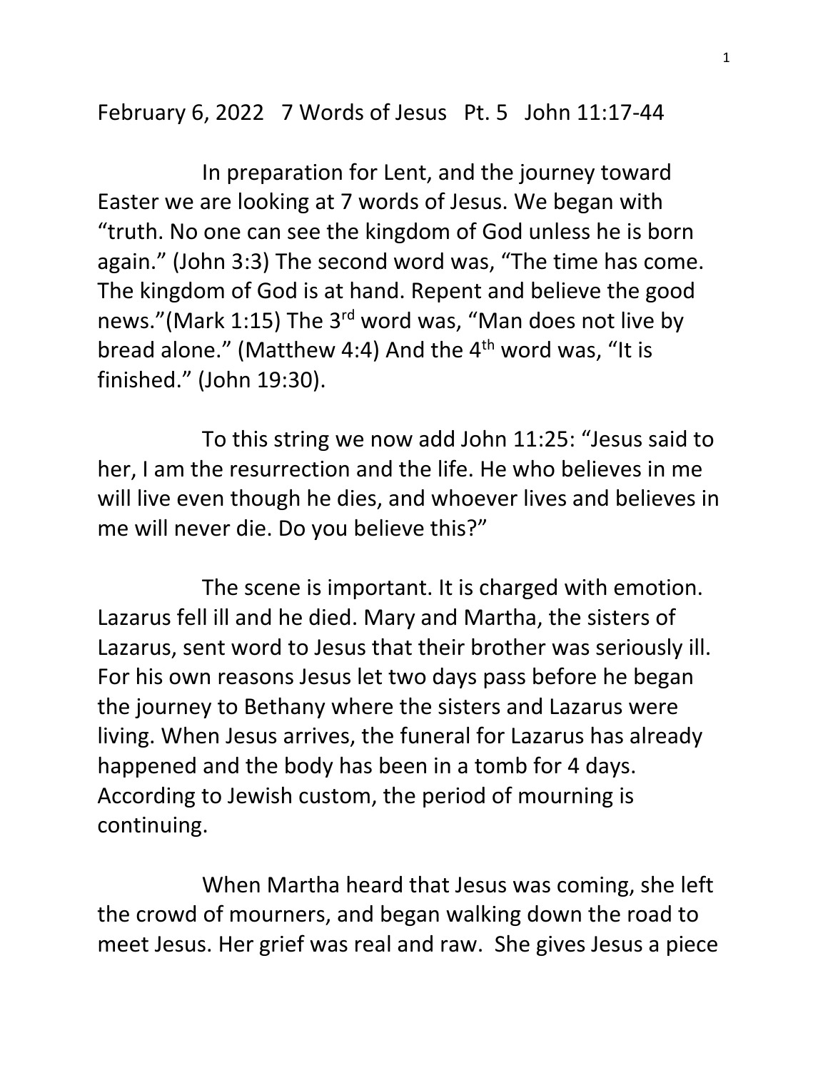February 6, 2022 7 Words of Jesus Pt. 5 John 11:17-44

In preparation for Lent, and the journey toward Easter we are looking at 7 words of Jesus. We began with "truth. No one can see the kingdom of God unless he is born again." (John 3:3) The second word was, "The time has come. The kingdom of God is at hand. Repent and believe the good news."(Mark 1:15) The 3rd word was, "Man does not live by bread alone." (Matthew 4:4) And the 4th word was, "It is finished." (John 19:30).

To this string we now add John 11:25: "Jesus said to her, I am the resurrection and the life. He who believes in me will live even though he dies, and whoever lives and believes in me will never die. Do you believe this?"

The scene is important. It is charged with emotion. Lazarus fell ill and he died. Mary and Martha, the sisters of Lazarus, sent word to Jesus that their brother was seriously ill. For his own reasons Jesus let two days pass before he began the journey to Bethany where the sisters and Lazarus were living. When Jesus arrives, the funeral for Lazarus has already happened and the body has been in a tomb for 4 days. According to Jewish custom, the period of mourning is continuing.

When Martha heard that Jesus was coming, she left the crowd of mourners, and began walking down the road to meet Jesus. Her grief was real and raw. She gives Jesus a piece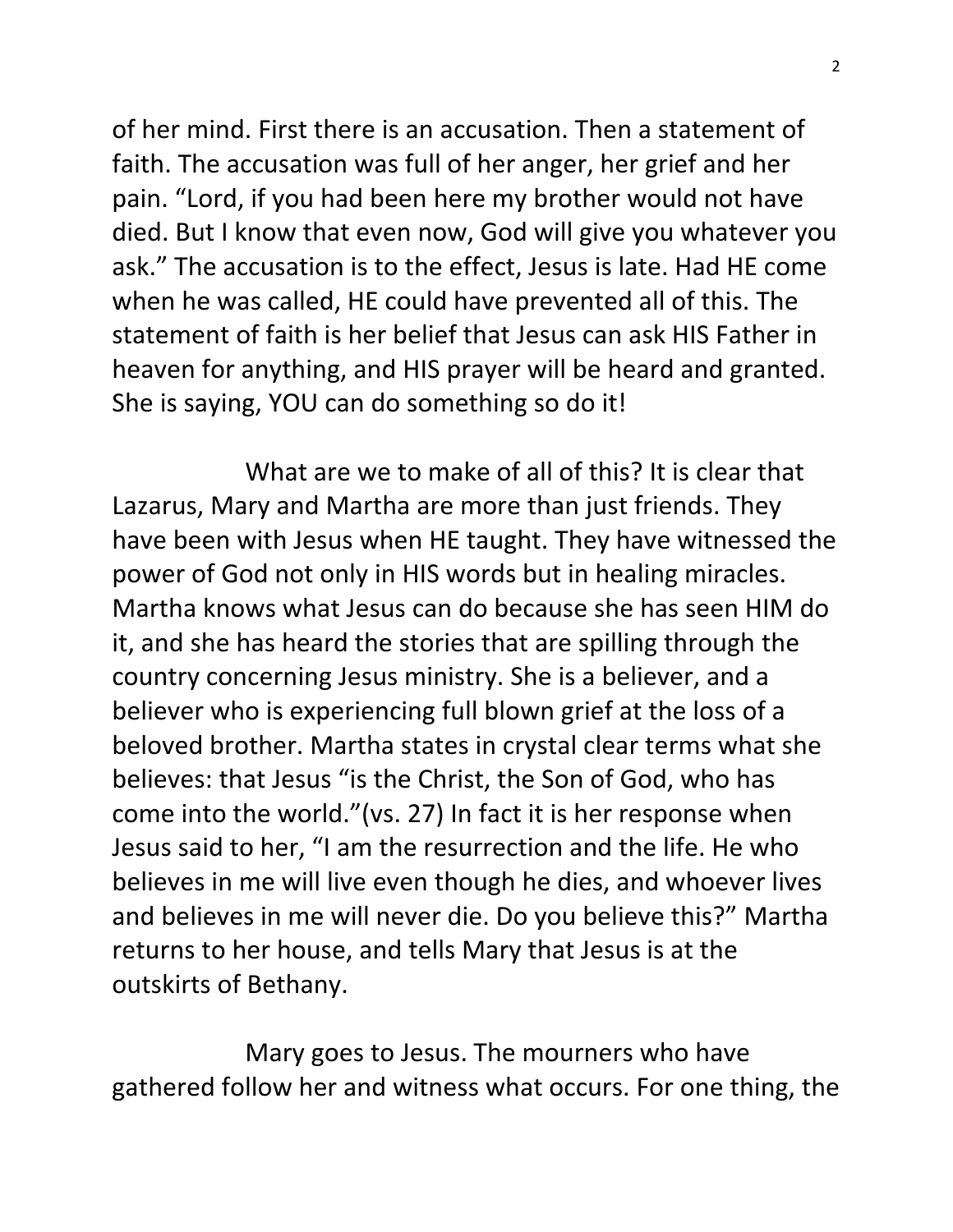of her mind. First there is an accusation. Then a statement of faith. The accusation was full of her anger, her grief and her pain. "Lord, if you had been here my brother would not have died. But I know that even now, God will give you whatever you ask." The accusation is to the effect, Jesus is late. Had HE come when he was called, HE could have prevented all of this. The statement of faith is her belief that Jesus can ask HIS Father in heaven for anything, and HIS prayer will be heard and granted. She is saying, YOU can do something so do it!

What are we to make of all of this? It is clear that Lazarus, Mary and Martha are more than just friends. They have been with Jesus when HE taught. They have witnessed the power of God not only in HIS words but in healing miracles. Martha knows what Jesus can do because she has seen HIM do it, and she has heard the stories that are spilling through the country concerning Jesus ministry. She is a believer, and a believer who is experiencing full blown grief at the loss of a beloved brother. Martha states in crystal clear terms what she believes: that Jesus "is the Christ, the Son of God, who has come into the world."(vs. 27) In fact it is her response when Jesus said to her, "I am the resurrection and the life. He who believes in me will live even though he dies, and whoever lives and believes in me will never die. Do you believe this?" Martha returns to her house, and tells Mary that Jesus is at the outskirts of Bethany.

Mary goes to Jesus. The mourners who have gathered follow her and witness what occurs. For one thing, the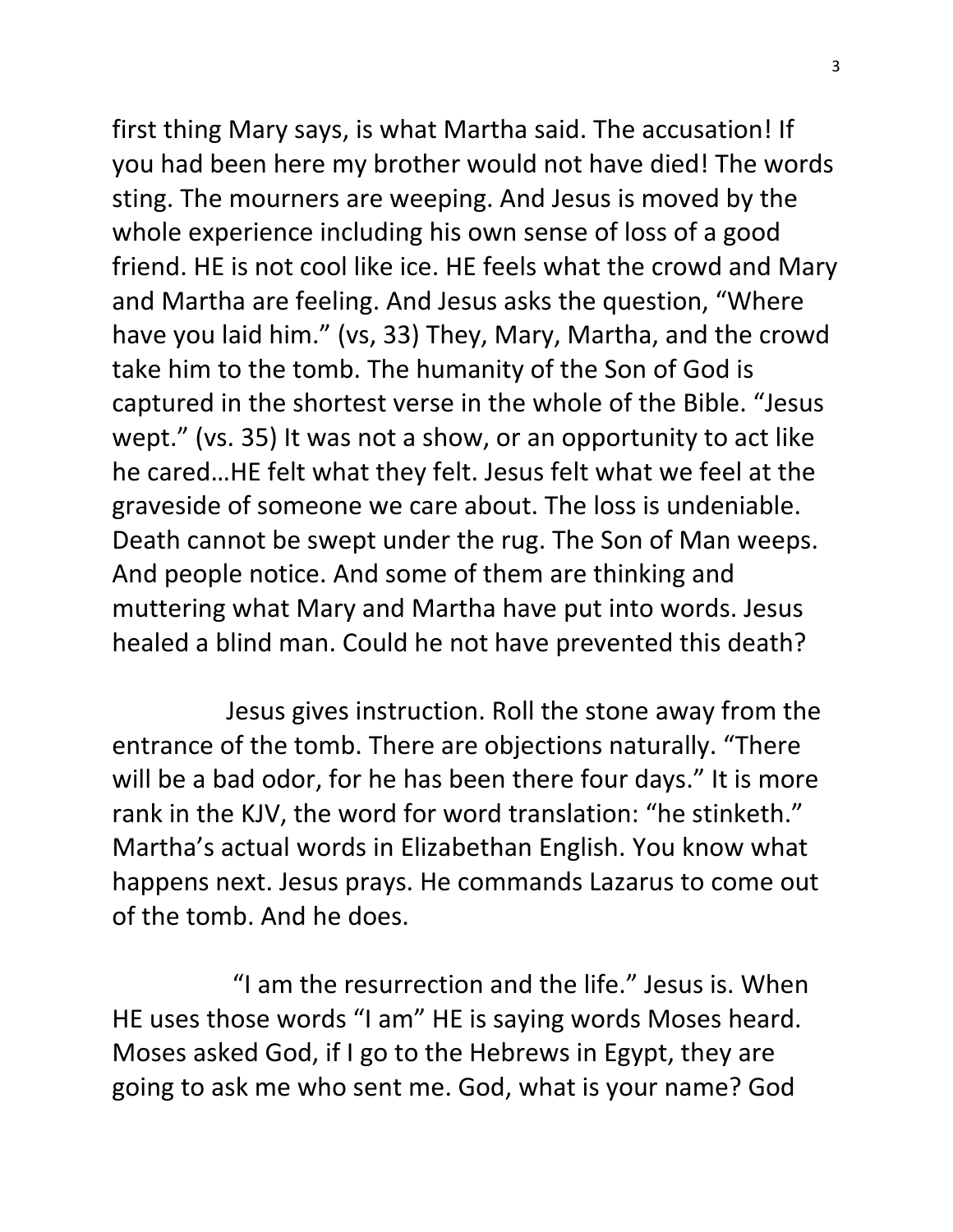first thing Mary says, is what Martha said. The accusation! If you had been here my brother would not have died! The words sting. The mourners are weeping. And Jesus is moved by the whole experience including his own sense of loss of a good friend. HE is not cool like ice. HE feels what the crowd and Mary and Martha are feeling. And Jesus asks the question, "Where have you laid him." (vs, 33) They, Mary, Martha, and the crowd take him to the tomb. The humanity of the Son of God is captured in the shortest verse in the whole of the Bible. "Jesus wept." (vs. 35) It was not a show, or an opportunity to act like he cared…HE felt what they felt. Jesus felt what we feel at the graveside of someone we care about. The loss is undeniable. Death cannot be swept under the rug. The Son of Man weeps. And people notice. And some of them are thinking and muttering what Mary and Martha have put into words. Jesus healed a blind man. Could he not have prevented this death?

Jesus gives instruction. Roll the stone away from the entrance of the tomb. There are objections naturally. "There will be a bad odor, for he has been there four days." It is more rank in the KJV, the word for word translation: "he stinketh." Martha's actual words in Elizabethan English. You know what happens next. Jesus prays. He commands Lazarus to come out of the tomb. And he does.

"I am the resurrection and the life." Jesus is. When HE uses those words "I am" HE is saying words Moses heard. Moses asked God, if I go to the Hebrews in Egypt, they are going to ask me who sent me. God, what is your name? God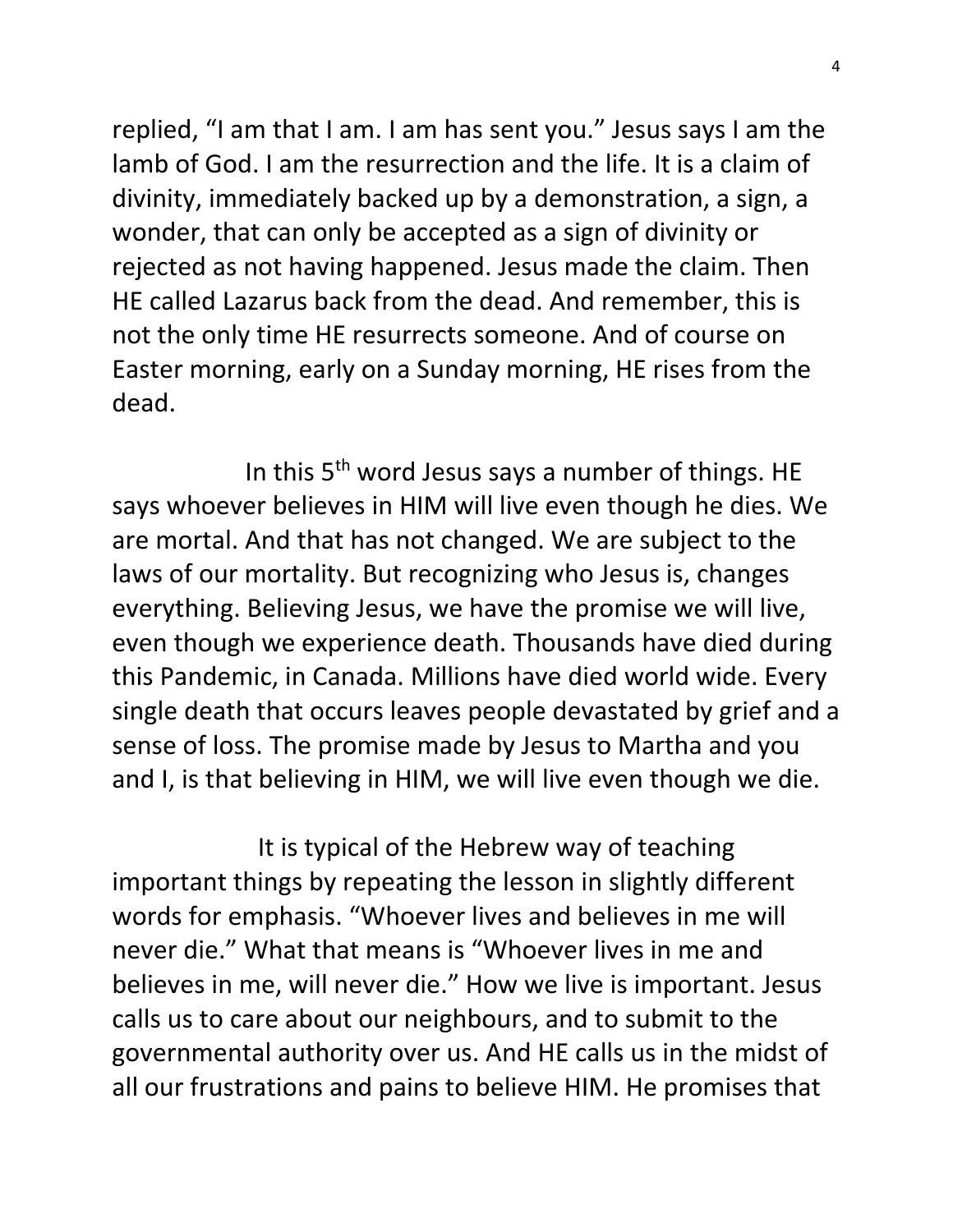replied, "I am that I am. I am has sent you." Jesus says I am the lamb of God. I am the resurrection and the life. It is a claim of divinity, immediately backed up by a demonstration, a sign, a wonder, that can only be accepted as a sign of divinity or rejected as not having happened. Jesus made the claim. Then HE called Lazarus back from the dead. And remember, this is not the only time HE resurrects someone. And of course on Easter morning, early on a Sunday morning, HE rises from the dead.

In this 5th word Jesus says a number of things. HE says whoever believes in HIM will live even though he dies. We are mortal. And that has not changed. We are subject to the laws of our mortality. But recognizing who Jesus is, changes everything. Believing Jesus, we have the promise we will live, even though we experience death. Thousands have died during this Pandemic, in Canada. Millions have died world wide. Every single death that occurs leaves people devastated by grief and a sense of loss. The promise made by Jesus to Martha and you and I, is that believing in HIM, we will live even though we die.

It is typical of the Hebrew way of teaching important things by repeating the lesson in slightly different words for emphasis. "Whoever lives and believes in me will never die." What that means is "Whoever lives in me and believes in me, will never die." How we live is important. Jesus calls us to care about our neighbours, and to submit to the governmental authority over us. And HE calls us in the midst of all our frustrations and pains to believe HIM. He promises that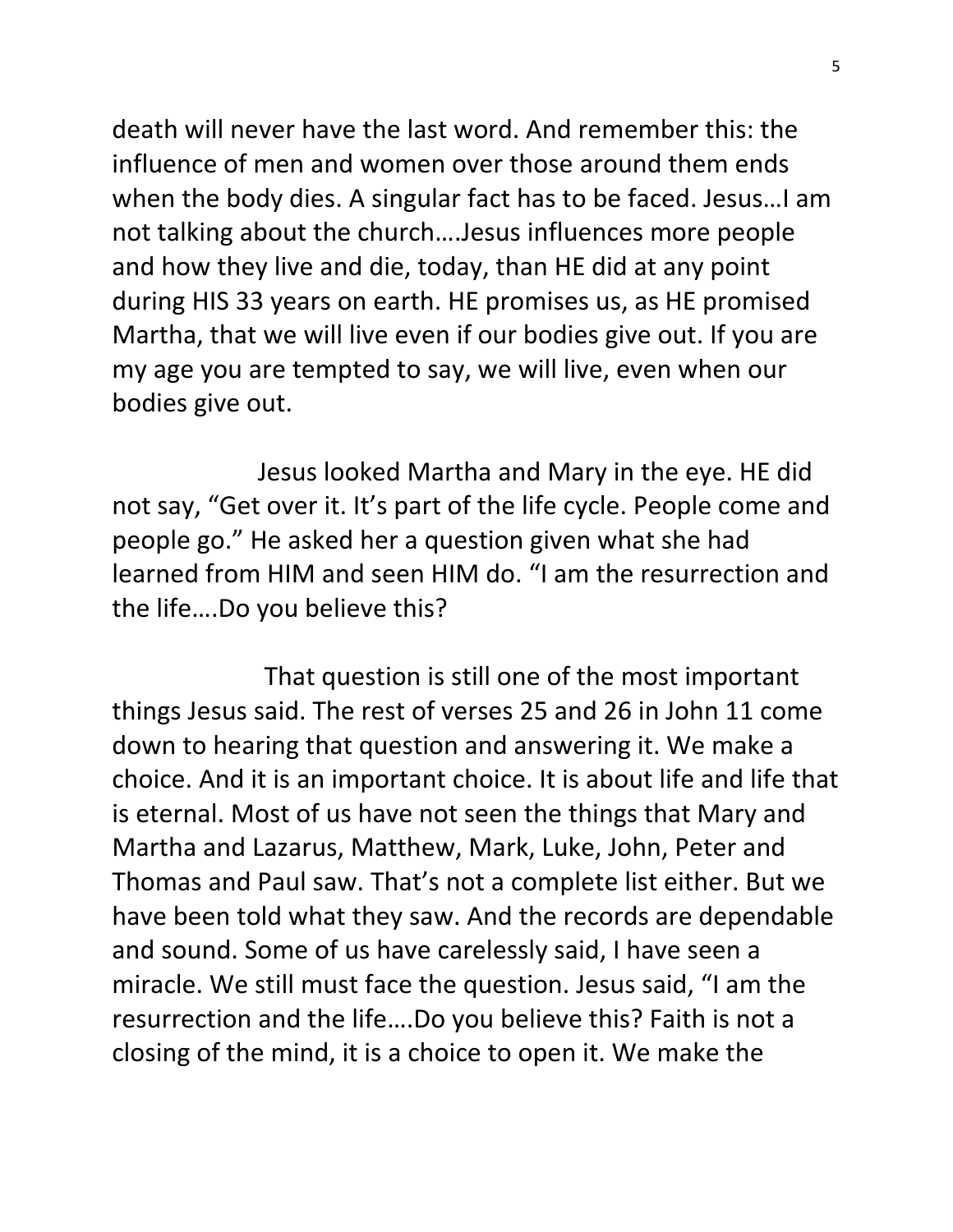death will never have the last word. And remember this: the influence of men and women over those around them ends when the body dies. A singular fact has to be faced. Jesus…I am not talking about the church….Jesus influences more people and how they live and die, today, than HE did at any point during HIS 33 years on earth. HE promises us, as HE promised Martha, that we will live even if our bodies give out. If you are my age you are tempted to say, we will live, even when our bodies give out.

Jesus looked Martha and Mary in the eye. HE did not say, "Get over it. It's part of the life cycle. People come and people go." He asked her a question given what she had learned from HIM and seen HIM do. "I am the resurrection and the life….Do you believe this?

That question is still one of the most important things Jesus said. The rest of verses 25 and 26 in John 11 come down to hearing that question and answering it. We make a choice. And it is an important choice. It is about life and life that is eternal. Most of us have not seen the things that Mary and Martha and Lazarus, Matthew, Mark, Luke, John, Peter and Thomas and Paul saw. That's not a complete list either. But we have been told what they saw. And the records are dependable and sound. Some of us have carelessly said, I have seen a miracle. We still must face the question. Jesus said, "I am the resurrection and the life….Do you believe this? Faith is not a closing of the mind, it is a choice to open it. We make the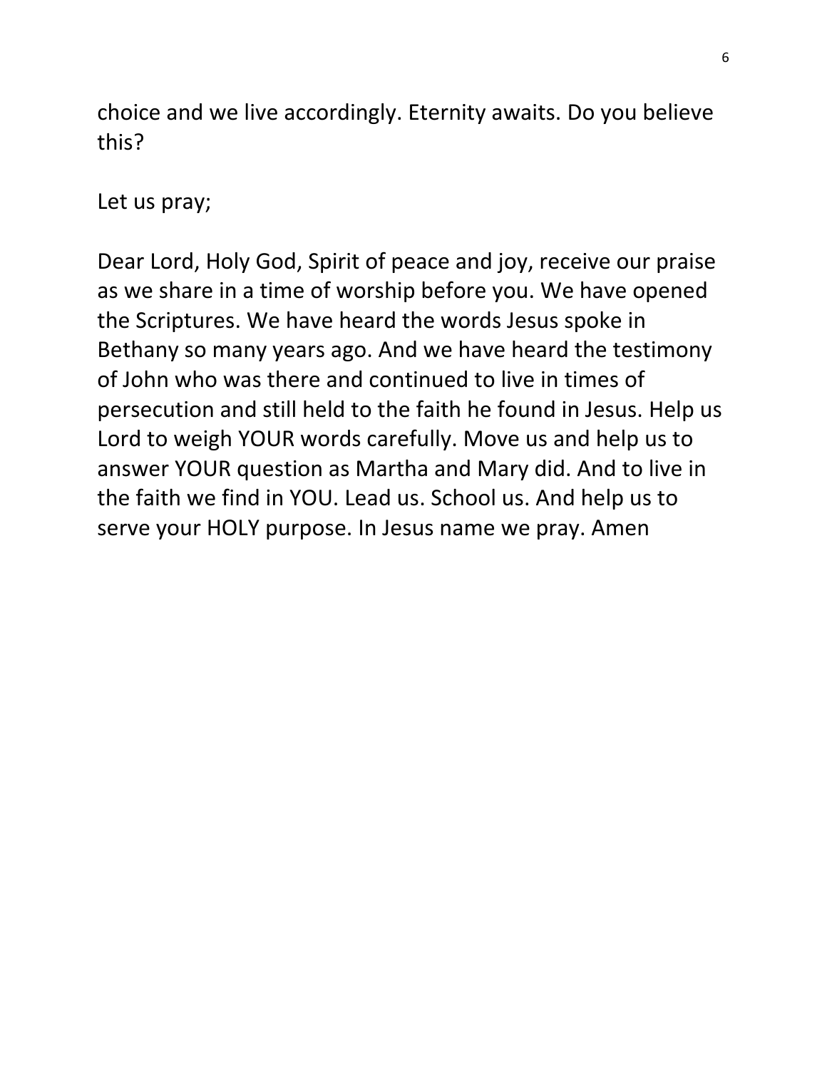choice and we live accordingly. Eternity awaits. Do you believe this?

Let us pray;

Dear Lord, Holy God, Spirit of peace and joy, receive our praise as we share in a time of worship before you. We have opened the Scriptures. We have heard the words Jesus spoke in Bethany so many years ago. And we have heard the testimony of John who was there and continued to live in times of persecution and still held to the faith he found in Jesus. Help us Lord to weigh YOUR words carefully. Move us and help us to answer YOUR question as Martha and Mary did. And to live in the faith we find in YOU. Lead us. School us. And help us to serve your HOLY purpose. In Jesus name we pray. Amen